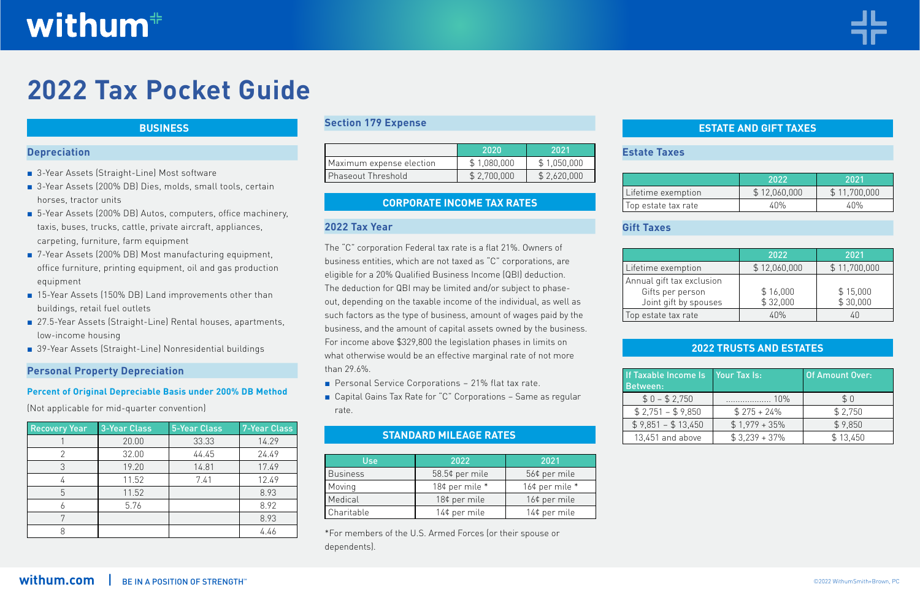# 2022 Tax Pocket Guide

## BUSINESS

### Depreciation

- 3-Year Assets (Straight-Line) Most software
- 3-Year Assets (200% DB) Dies, molds, small tools, certain horses, tractor units
- 5-Year Assets (200% DB) Autos, computers, office machinery, taxis, buses, trucks, cattle, private aircraft, appliances, carpeting, furniture, farm equipment
- 7-Year Assets (200% DB) Most manufacturing equipment, office furniture, printing equipment, oil and gas production equipment
- 15-Year Assets (150% DB) Land improvements other than buildings, retail fuel outlets
- 27.5-Year Assets (Straight-Line) Rental houses, apartments, low-income housing
- 39-Year Assets (Straight-Line) Nonresidential buildings

### Personal Property Depreciation

**Percent of Original Depreciable Basis under 200% DB Method**

(Not applicable for mid-quarter convention)

| Recovery Year | 3-Year Class | 5-Year Class | 7-Year Class |
|---|---|---|---|
| 1 | 20.00 | 33.33 | 14.29 |
| 2 | 32.00 | 44.45 | 24.49 |
| 3 | 19.20 | 14.81 | 17.49 |
| 4 | 11.52 | 7.41 | 12.49 |
| 5 | 11.52 | | 8.93 |
| 6 | 5.76 | | 8.92 |
| 7 | | | 8.93 |
| 8 | | | 4.46 |

### Section 179 Expense

| | 2020 | 2021 |
|---|---|---|
| Maximum expense election | $ 1,080,000 | $ 1,050,000 |
| Phaseout Threshold | $ 2,700,000 | $ 2,620,000 |

## CORPORATE INCOME TAX RATES

### 2022 Tax Year

The "C" corporation Federal tax rate is a flat 21%. Owners of business entities, which are not taxed as "C" corporations, are eligible for a 20% Qualified Business Income (QBI) deduction. The deduction for QBI may be limited and/or subject to phase-out, depending on the taxable income of the individual, as well as such factors as the type of business, amount of wages paid by the business, and the amount of capital assets owned by the business. For income above $329,800 the legislation phases in limits on what otherwise would be an effective marginal rate of not more than 29.6%.

- Personal Service Corporations – 21% flat tax rate.
- Capital Gains Tax Rate for "C" Corporations – Same as regular rate.

## STANDARD MILEAGE RATES

| Use | 2022 | 2021 |
|---|---|---|
| Business | 58.5¢ per mile | 56¢ per mile |
| Moving | 18¢ per mile * | 16¢ per mile * |
| Medical | 18¢ per mile | 16¢ per mile |
| Charitable | 14¢ per mile | 14¢ per mile |

*For members of the U.S. Armed Forces (or their spouse or dependents).

## ESTATE AND GIFT TAXES

### Estate Taxes

| | 2022 | 2021 |
|---|---|---|
| Lifetime exemption | $ 12,060,000 | $ 11,700,000 |
| Top estate tax rate | 40% | 40% |

### Gift Taxes

| | 2022 | 2021 |
|---|---|---|
| Lifetime exemption | $ 12,060,000 | $ 11,700,000 |
| Annual gift tax exclusion<br>Gifts per person<br>Joint gift by spouses | <br>$ 16,000<br>$ 32,000 | <br>$ 15,000<br>$ 30,000 |
| Top estate tax rate | 40% | 40 |

## 2022 TRUSTS AND ESTATES

| If Taxable Income Is Between: | Your Tax Is: | Of Amount Over: |
|---|---|---|
| $ 0 – $ 2,750 | .................. 10% | $ 0 |
| $ 2,751 – $ 9,850 | $ 275 + 24% | $ 2,750 |
| $ 9,851 – $ 13,450 | $ 1,979 + 35% | $ 9,850 |
| 13,451 and above | $ 3,239 + 37% | $ 13,450 |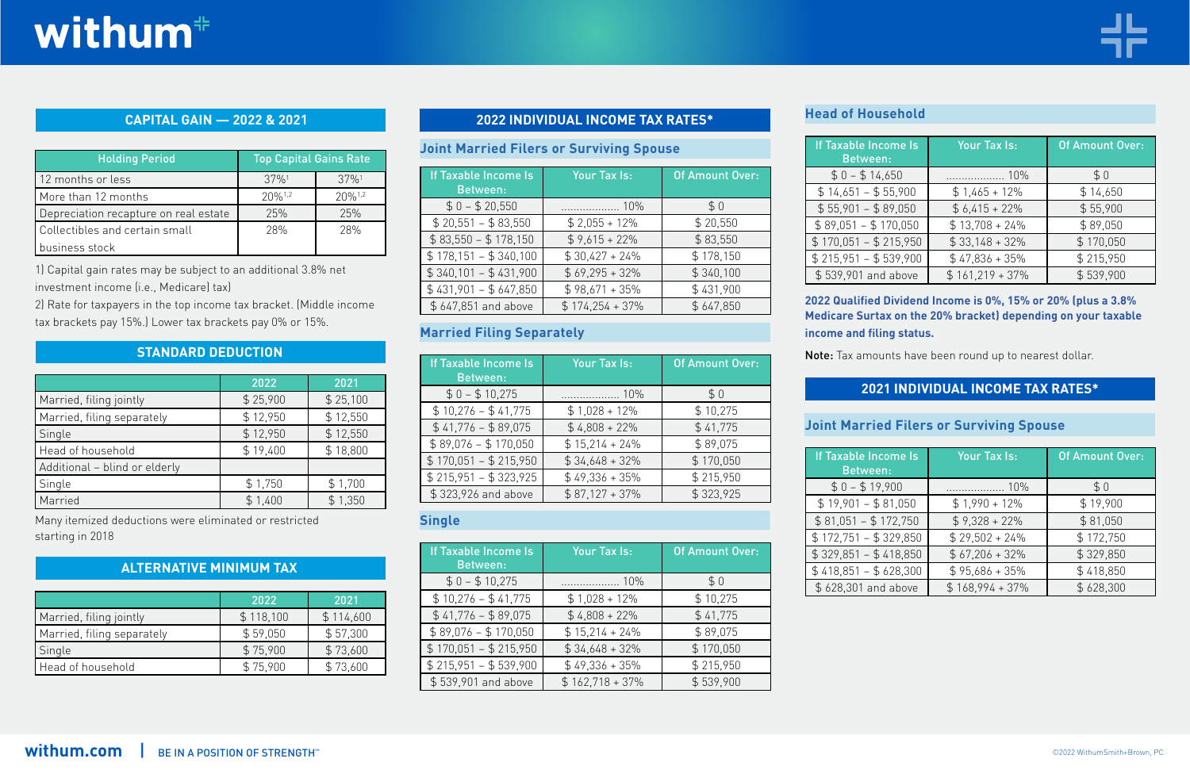## CAPITAL GAIN — 2022 & 2021

| Holding Period | Top Capital Gains Rate | |
|---|---|---|
| 12 months or less | 37%[1] | 37%[1] |
| More than 12 months | 20%[1,2] | 20%[1,2] |
| Depreciation recapture on real estate | 25% | 25% |
| Collectibles and certain small business stock | 28% | 28% |

1) Capital gain rates may be subject to an additional 3.8% net investment income (i.e., Medicare) tax)

2) Rate for taxpayers in the top income tax bracket. (Middle income tax brackets pay 15%.) Lower tax brackets pay 0% or 15%.

## STANDARD DEDUCTION

| | 2022 | 2021 |
|---|---|---|
| Married, filing jointly | $ 25,900 | $ 25,100 |
| Married, filing separately | $ 12,950 | $ 12,550 |
| Single | $ 12,950 | $ 12,550 |
| Head of household | $ 19,400 | $ 18,800 |
| Additional – blind or elderly | | |
| Single | $ 1,750 | $ 1,700 |
| Married | $ 1,400 | $ 1,350 |

Many itemized deductions were eliminated or restricted starting in 2018

## ALTERNATIVE MINIMUM TAX

| | 2022 | 2021 |
|---|---|---|
| Married, filing jointly | $ 118,100 | $ 114,600 |
| Married, filing separately | $ 59,050 | $ 57,300 |
| Single | $ 75,900 | $ 73,600 |
| Head of household | $ 75,900 | $ 73,600 |

## 2022 INDIVIDUAL INCOME TAX RATES*

### Joint Married Filers or Surviving Spouse

| If Taxable Income Is Between: | Your Tax Is: | Of Amount Over: |
|---|---|---|
| $ 0 – $ 20,550 | .................. 10% | $ 0 |
| $ 20,551 – $ 83,550 | $ 2,055 + 12% | $ 20,550 |
| $ 83,550 – $ 178,150 | $ 9,615 + 22% | $ 83,550 |
| $ 178,151 – $ 340,100 | $ 30,427 + 24% | $ 178,150 |
| $ 340,101 – $ 431,900 | $ 69,295 + 32% | $ 340,100 |
| $ 431,901 – $ 647,850 | $ 98,671 + 35% | $ 431,900 |
| $ 647,851 and above | $ 174,254 + 37% | $ 647,850 |

### Married Filing Separately

| If Taxable Income Is Between: | Your Tax Is: | Of Amount Over: |
|---|---|---|
| $ 0 – $ 10,275 | .................. 10% | $ 0 |
| $ 10,276 – $ 41,775 | $ 1,028 + 12% | $ 10,275 |
| $ 41,776 – $ 89,075 | $ 4,808 + 22% | $ 41,775 |
| $ 89,076 – $ 170,050 | $ 15,214 + 24% | $ 89,075 |
| $ 170,051 – $ 215,950 | $ 34,648 + 32% | $ 170,050 |
| $ 215,951 – $ 323,925 | $ 49,336 + 35% | $ 215,950 |
| $ 323,926 and above | $ 87,127 + 37% | $ 323,925 |

### Single

| If Taxable Income Is Between: | Your Tax Is: | Of Amount Over: |
|---|---|---|
| $ 0 – $ 10,275 | .................. 10% | $ 0 |
| $ 10,276 – $ 41,775 | $ 1,028 + 12% | $ 10,275 |
| $ 41,776 – $ 89,075 | $ 4,808 + 22% | $ 41,775 |
| $ 89,076 – $ 170,050 | $ 15,214 + 24% | $ 89,075 |
| $ 170,051 – $ 215,950 | $ 34,648 + 32% | $ 170,050 |
| $ 215,951 – $ 539,900 | $ 49,336 + 35% | $ 215,950 |
| $ 539,901 and above | $ 162,718 + 37% | $ 539,900 |

### Head of Household

| If Taxable Income Is Between: | Your Tax Is: | Of Amount Over: |
|---|---|---|
| $ 0 – $ 14,650 | .................. 10% | $ 0 |
| $ 14,651 – $ 55,900 | $ 1,465 + 12% | $ 14,650 |
| $ 55,901 – $ 89,050 | $ 6,415 + 22% | $ 55,900 |
| $ 89,051 – $ 170,050 | $ 13,708 + 24% | $ 89,050 |
| $ 170,051 – $ 215,950 | $ 33,148 + 32% | $ 170,050 |
| $ 215,951 – $ 539,900 | $ 47,836 + 35% | $ 215,950 |
| $ 539,901 and above | $ 161,219 + 37% | $ 539,900 |

**2022 Qualified Dividend Income is 0%, 15% or 20% (plus a 3.8% Medicare Surtax on the 20% bracket) depending on your taxable income and filing status.**

**Note:** Tax amounts have been round up to nearest dollar.

## 2021 INDIVIDUAL INCOME TAX RATES*

### Joint Married Filers or Surviving Spouse

| If Taxable Income Is Between: | Your Tax Is: | Of Amount Over: |
|---|---|---|
| $ 0 – $ 19,900 | .................. 10% | $ 0 |
| $ 19,901 – $ 81,050 | $ 1,990 + 12% | $ 19,900 |
| $ 81,051 – $ 172,750 | $ 9,328 + 22% | $ 81,050 |
| $ 172,751 – $ 329,850 | $ 29,502 + 24% | $ 172,750 |
| $ 329,851 – $ 418,850 | $ 67,206 + 32% | $ 329,850 |
| $ 418,851 – $ 628,300 | $ 95,686 + 35% | $ 418,850 |
| $ 628,301 and above | $ 168,994 + 37% | $ 628,300 |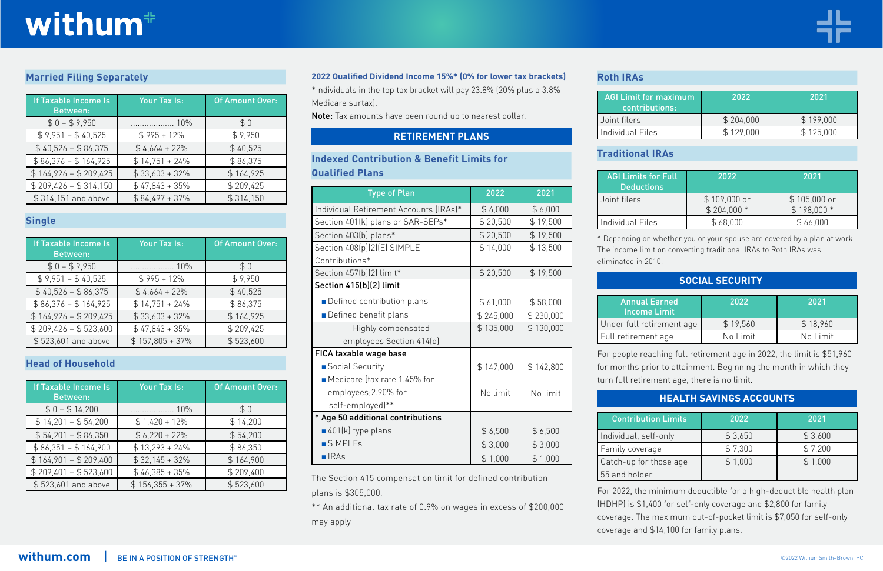## Married Filing Separately

| If Taxable Income Is Between: | Your Tax Is: | Of Amount Over: |
|---|---|---|
| $ 0 – $ 9,950 | .................. 10% | $ 0 |
| $ 9,951 – $ 40,525 | $ 995 + 12% | $ 9,950 |
| $ 40,526 – $ 86,375 | $ 4,664 + 22% | $ 40,525 |
| $ 86,376 – $ 164,925 | $ 14,751 + 24% | $ 86,375 |
| $ 164,926 – $ 209,425 | $ 33,603 + 32% | $ 164,925 |
| $ 209,426 – $ 314,150 | $ 47,843 + 35% | $ 209,425 |
| $ 314,151 and above | $ 84,497 + 37% | $ 314,150 |

## Single

| If Taxable Income Is Between: | Your Tax Is: | Of Amount Over: |
|---|---|---|
| $ 0 – $ 9,950 | .................. 10% | $ 0 |
| $ 9,951 – $ 40,525 | $ 995 + 12% | $ 9,950 |
| $ 40,526 – $ 86,375 | $ 4,664 + 22% | $ 40,525 |
| $ 86,376 – $ 164,925 | $ 14,751 + 24% | $ 86,375 |
| $ 164,926 – $ 209,425 | $ 33,603 + 32% | $ 164,925 |
| $ 209,426 – $ 523,600 | $ 47,843 + 35% | $ 209,425 |
| $ 523,601 and above | $ 157,805 + 37% | $ 523,600 |

## Head of Household

| If Taxable Income Is Between: | Your Tax Is: | Of Amount Over: |
|---|---|---|
| $ 0 – $ 14,200 | .................. 10% | $ 0 |
| $ 14,201 – $ 54,200 | $ 1,420 + 12% | $ 14,200 |
| $ 54,201 – $ 86,350 | $ 6,220 + 22% | $ 54,200 |
| $ 86,351 – $ 164,900 | $ 13,293 + 24% | $ 86,350 |
| $ 164,901 – $ 209,400 | $ 32,145 + 32% | $ 164,900 |
| $ 209,401 – $ 523,600 | $ 46,385 + 35% | $ 209,400 |
| $ 523,601 and above | $ 156,355 + 37% | $ 523,600 |

**2022 Qualified Dividend Income 15%* (0% for lower tax brackets)**

*Individuals in the top tax bracket will pay 23.8% (20% plus a 3.8% Medicare surtax).

**Note:** Tax amounts have been round up to nearest dollar.

## RETIREMENT PLANS

### Indexed Contribution & Benefit Limits for Qualified Plans

| Type of Plan | 2022 | 2021 |
|---|---|---|
| Individual Retirement Accounts (IRAs)* | $ 6,000 | $ 6,000 |
| Section 401(k) plans or SAR-SEPs* | $ 20,500 | $ 19,500 |
| Section 403(b) plans* | $ 20,500 | $ 19,500 |
| Section 408(p)(2)(E) SIMPLE Contributions* | $ 14,000 | $ 13,500 |
| Section 457(b)(2) limit* | $ 20,500 | $ 19,500 |
| **Section 415(b)(2) limit** | | |
| ■ Defined contribution plans | $ 61,000 | $ 58,000 |
| ■ Defined benefit plans | $ 245,000 | $ 230,000 |
| Highly compensated employees Section 414(q) | $ 135,000 | $ 130,000 |
| **FICA taxable wage base** | | |
| ■ Social Security | $ 147,000 | $ 142,800 |
| ■ Medicare (tax rate 1.45% for employees;2.90% for self-employed)** | No limit | No limit |
| **\* Age 50 additional contributions** | | |
| ■ 401(k) type plans | $ 6,500 | $ 6,500 |
| ■ SIMPLEs | $ 3,000 | $ 3,000 |
| ■ IRAs | $ 1,000 | $ 1,000 |

The Section 415 compensation limit for defined contribution plans is $305,000.

** An additional tax rate of 0.9% on wages in excess of $200,000 may apply

## Roth IRAs

| AGI Limit for maximum contributions: | 2022 | 2021 |
|---|---|---|
| Joint filers | $ 204,000 | $ 199,000 |
| Individual Files | $ 129,000 | $ 125,000 |

## Traditional IRAs

| AGI Limits for Full Deductions | 2022 | 2021 |
|---|---|---|
| Joint filers | $ 109,000 or $ 204,000 * | $ 105,000 or $ 198,000 * |
| Individual Files | $ 68,000 | $ 66,000 |

* Depending on whether you or your spouse are covered by a plan at work. The income limit on converting traditional IRAs to Roth IRAs was eliminated in 2010.

## SOCIAL SECURITY

| Annual Earned Income Limit | 2022 | 2021 |
|---|---|---|
| Under full retirement age | $ 19,560 | $ 18,960 |
| Full retirement age | No Limit | No Limit |

For people reaching full retirement age in 2022, the limit is $51,960 for months prior to attainment. Beginning the month in which they turn full retirement age, there is no limit.

## HEALTH SAVINGS ACCOUNTS

| Contribution Limits | 2022 | 2021 |
|---|---|---|
| Individual, self-only | $ 3,650 | $ 3,600 |
| Family coverage | $ 7,300 | $ 7,200 |
| Catch-up for those age 55 and holder | $ 1,000 | $ 1,000 |

For 2022, the minimum deductible for a high-deductible health plan (HDHP) is $1,400 for self-only coverage and $2,800 for family coverage. The maximum out-of-pocket limit is $7,050 for self-only coverage and $14,100 for family plans.